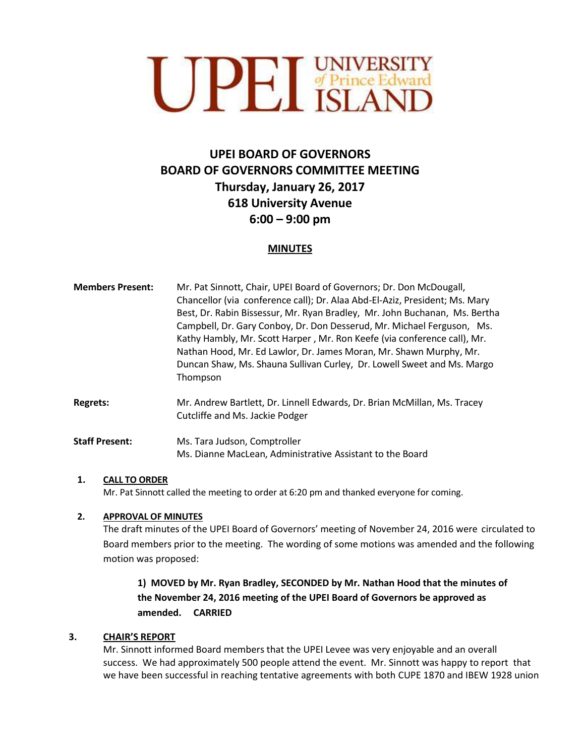UPEI UNIVERSITY of Prince Edward ISLAND

# UPEI BOARD OF GOVERNORS
# BOARD OF GOVERNORS COMMITTEE MEETING
## Thursday, January 26, 2017
## 618 University Avenue
## 6:00 – 9:00 pm

**MINUTES**

**Members Present:** Mr. Pat Sinnott, Chair, UPEI Board of Governors; Dr. Don McDougall, Chancellor (via conference call); Dr. Alaa Abd-El-Aziz, President; Ms. Mary Best, Dr. Rabin Bissessur, Mr. Ryan Bradley, Mr. John Buchanan, Ms. Bertha Campbell, Dr. Gary Conboy, Dr. Don Desserud, Mr. Michael Ferguson, Ms. Kathy Hambly, Mr. Scott Harper , Mr. Ron Keefe (via conference call), Mr. Nathan Hood, Mr. Ed Lawlor, Dr. James Moran, Mr. Shawn Murphy, Mr. Duncan Shaw, Ms. Shauna Sullivan Curley, Dr. Lowell Sweet and Ms. Margo Thompson

**Regrets:** Mr. Andrew Bartlett, Dr. Linnell Edwards, Dr. Brian McMillan, Ms. Tracey Cutcliffe and Ms. Jackie Podger

**Staff Present:** Ms. Tara Judson, Comptroller
Ms. Dianne MacLean, Administrative Assistant to the Board

1. **CALL TO ORDER**
   Mr. Pat Sinnott called the meeting to order at 6:20 pm and thanked everyone for coming.

2. **APPROVAL OF MINUTES**
   The draft minutes of the UPEI Board of Governors' meeting of November 24, 2016 were circulated to Board members prior to the meeting. The wording of some motions was amended and the following motion was proposed:

   **1) MOVED by Mr. Ryan Bradley, SECONDED by Mr. Nathan Hood that the minutes of the November 24, 2016 meeting of the UPEI Board of Governors be approved as amended. CARRIED**

3. **CHAIR'S REPORT**
   Mr. Sinnott informed Board members that the UPEI Levee was very enjoyable and an overall success. We had approximately 500 people attend the event. Mr. Sinnott was happy to report that we have been successful in reaching tentative agreements with both CUPE 1870 and IBEW 1928 union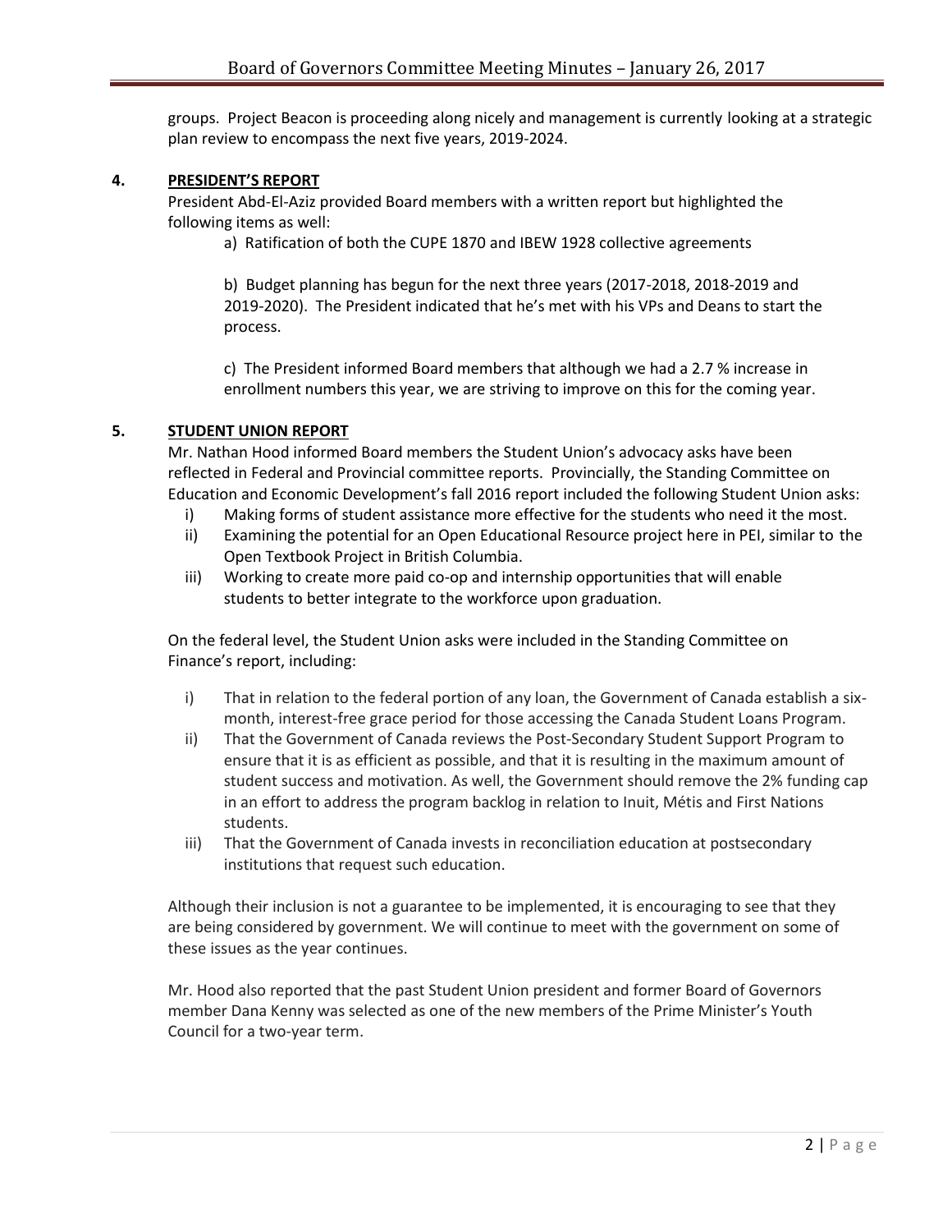groups. Project Beacon is proceeding along nicely and management is currently looking at a strategic plan review to encompass the next five years, 2019-2024.

## 4. PRESIDENT'S REPORT

President Abd-El-Aziz provided Board members with a written report but highlighted the following items as well:

a) Ratification of both the CUPE 1870 and IBEW 1928 collective agreements

b) Budget planning has begun for the next three years (2017-2018, 2018-2019 and 2019-2020). The President indicated that he's met with his VPs and Deans to start the process.

c) The President informed Board members that although we had a 2.7 % increase in enrollment numbers this year, we are striving to improve on this for the coming year.

## 5. STUDENT UNION REPORT

Mr. Nathan Hood informed Board members the Student Union's advocacy asks have been reflected in Federal and Provincial committee reports. Provincially, the Standing Committee on Education and Economic Development's fall 2016 report included the following Student Union asks:

i) Making forms of student assistance more effective for the students who need it the most.
ii) Examining the potential for an Open Educational Resource project here in PEI, similar to the Open Textbook Project in British Columbia.
iii) Working to create more paid co-op and internship opportunities that will enable students to better integrate to the workforce upon graduation.

On the federal level, the Student Union asks were included in the Standing Committee on Finance's report, including:

i) That in relation to the federal portion of any loan, the Government of Canada establish a six-month, interest-free grace period for those accessing the Canada Student Loans Program.
ii) That the Government of Canada reviews the Post-Secondary Student Support Program to ensure that it is as efficient as possible, and that it is resulting in the maximum amount of student success and motivation. As well, the Government should remove the 2% funding cap in an effort to address the program backlog in relation to Inuit, Métis and First Nations students.
iii) That the Government of Canada invests in reconciliation education at postsecondary institutions that request such education.

Although their inclusion is not a guarantee to be implemented, it is encouraging to see that they are being considered by government. We will continue to meet with the government on some of these issues as the year continues.

Mr. Hood also reported that the past Student Union president and former Board of Governors member Dana Kenny was selected as one of the new members of the Prime Minister's Youth Council for a two-year term.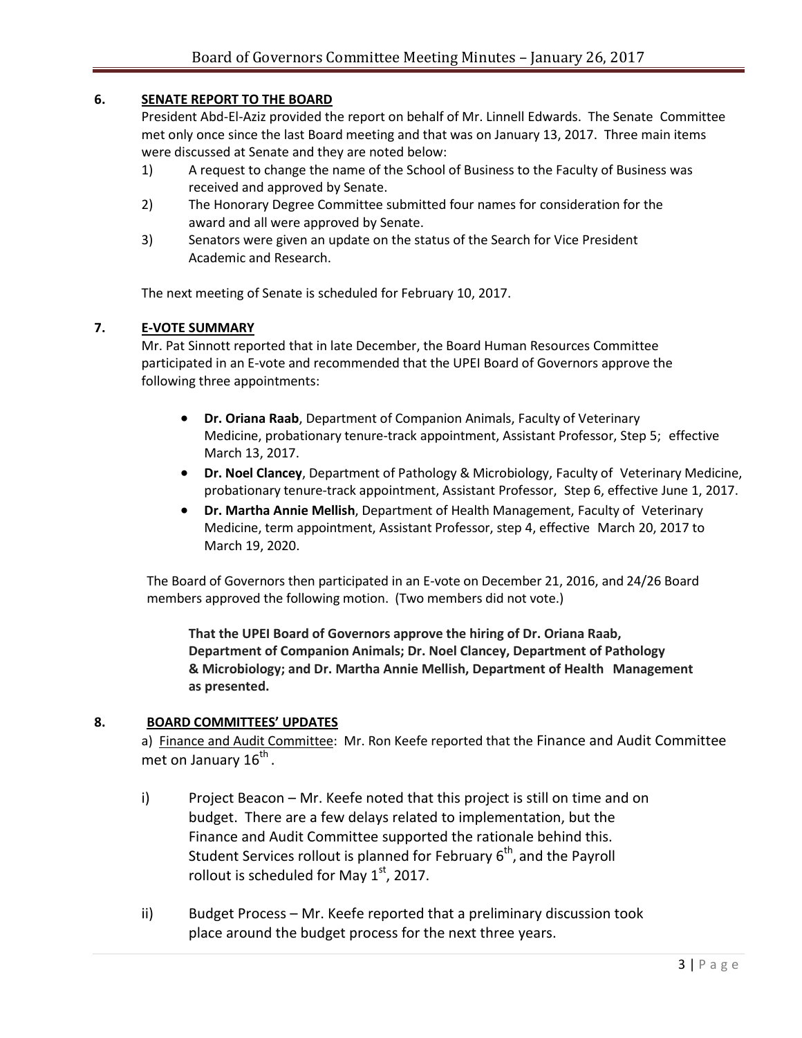## 6. SENATE REPORT TO THE BOARD

President Abd-El-Aziz provided the report on behalf of Mr. Linnell Edwards. The Senate Committee met only once since the last Board meeting and that was on January 13, 2017. Three main items were discussed at Senate and they are noted below:

1) A request to change the name of the School of Business to the Faculty of Business was received and approved by Senate.
2) The Honorary Degree Committee submitted four names for consideration for the award and all were approved by Senate.
3) Senators were given an update on the status of the Search for Vice President Academic and Research.

The next meeting of Senate is scheduled for February 10, 2017.

## 7. E-VOTE SUMMARY

Mr. Pat Sinnott reported that in late December, the Board Human Resources Committee participated in an E-vote and recommended that the UPEI Board of Governors approve the following three appointments:

- **Dr. Oriana Raab**, Department of Companion Animals, Faculty of Veterinary Medicine, probationary tenure-track appointment, Assistant Professor, Step 5; effective March 13, 2017.
- **Dr. Noel Clancey**, Department of Pathology & Microbiology, Faculty of Veterinary Medicine, probationary tenure-track appointment, Assistant Professor, Step 6, effective June 1, 2017.
- **Dr. Martha Annie Mellish**, Department of Health Management, Faculty of Veterinary Medicine, term appointment, Assistant Professor, step 4, effective March 20, 2017 to March 19, 2020.

The Board of Governors then participated in an E-vote on December 21, 2016, and 24/26 Board members approved the following motion. (Two members did not vote.)

**That the UPEI Board of Governors approve the hiring of Dr. Oriana Raab, Department of Companion Animals; Dr. Noel Clancey, Department of Pathology & Microbiology; and Dr. Martha Annie Mellish, Department of Health Management as presented.**

## 8. BOARD COMMITTEES' UPDATES

a) Finance and Audit Committee: Mr. Ron Keefe reported that the Finance and Audit Committee met on January 16th.

i) Project Beacon – Mr. Keefe noted that this project is still on time and on budget. There are a few delays related to implementation, but the Finance and Audit Committee supported the rationale behind this. Student Services rollout is planned for February 6th, and the Payroll rollout is scheduled for May 1st, 2017.

ii) Budget Process – Mr. Keefe reported that a preliminary discussion took place around the budget process for the next three years.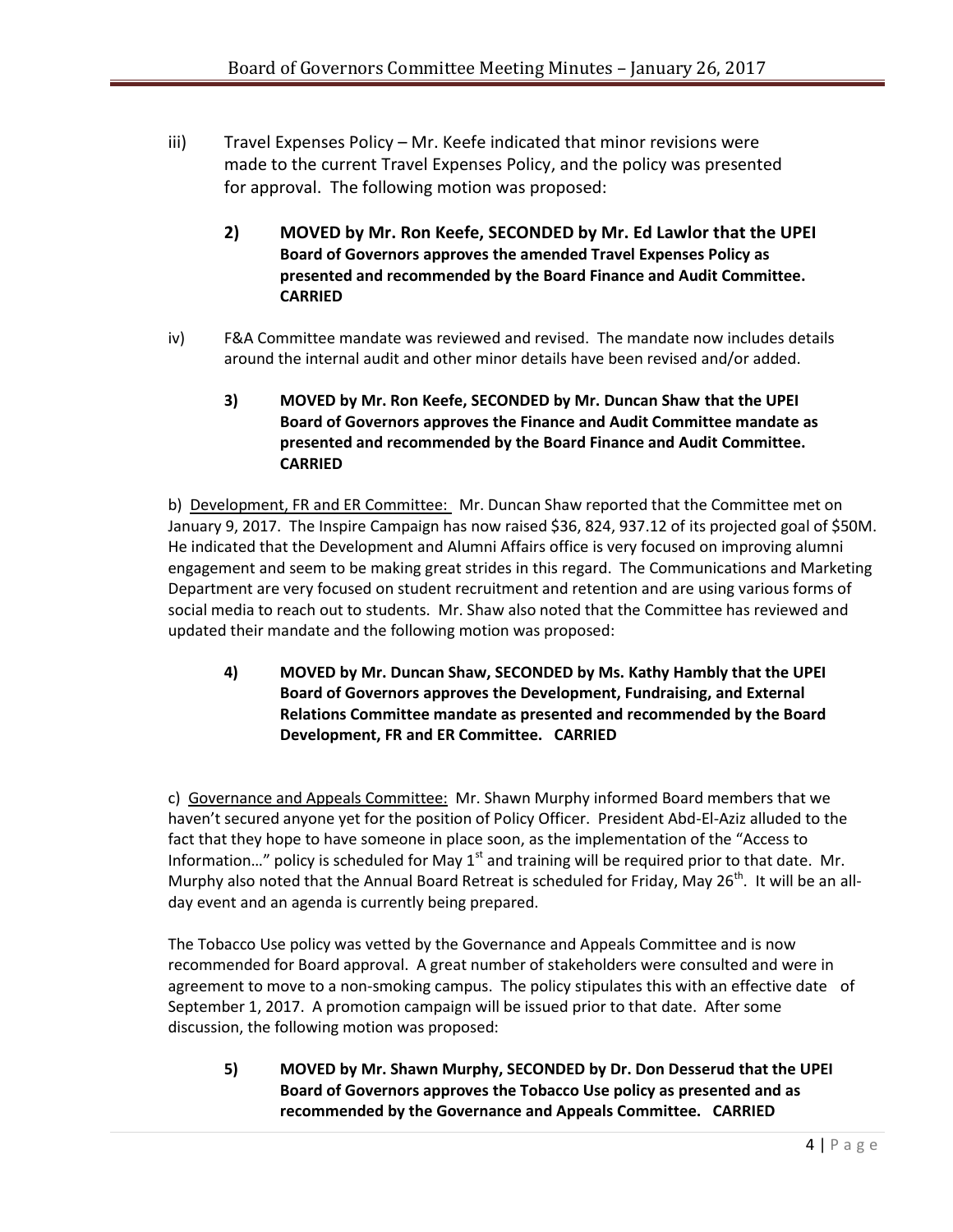iii) Travel Expenses Policy – Mr. Keefe indicated that minor revisions were made to the current Travel Expenses Policy, and the policy was presented for approval. The following motion was proposed:

> **2) MOVED by Mr. Ron Keefe, SECONDED by Mr. Ed Lawlor that the UPEI Board of Governors approves the amended Travel Expenses Policy as presented and recommended by the Board Finance and Audit Committee. CARRIED**

iv) F&A Committee mandate was reviewed and revised. The mandate now includes details around the internal audit and other minor details have been revised and/or added.

> **3) MOVED by Mr. Ron Keefe, SECONDED by Mr. Duncan Shaw that the UPEI Board of Governors approves the Finance and Audit Committee mandate as presented and recommended by the Board Finance and Audit Committee. CARRIED**

b) Development, FR and ER Committee: Mr. Duncan Shaw reported that the Committee met on January 9, 2017. The Inspire Campaign has now raised $36, 824, 937.12 of its projected goal of $50M. He indicated that the Development and Alumni Affairs office is very focused on improving alumni engagement and seem to be making great strides in this regard. The Communications and Marketing Department are very focused on student recruitment and retention and are using various forms of social media to reach out to students. Mr. Shaw also noted that the Committee has reviewed and updated their mandate and the following motion was proposed:

> **4) MOVED by Mr. Duncan Shaw, SECONDED by Ms. Kathy Hambly that the UPEI Board of Governors approves the Development, Fundraising, and External Relations Committee mandate as presented and recommended by the Board Development, FR and ER Committee. CARRIED**

c) Governance and Appeals Committee: Mr. Shawn Murphy informed Board members that we haven't secured anyone yet for the position of Policy Officer. President Abd-El-Aziz alluded to the fact that they hope to have someone in place soon, as the implementation of the "Access to Information…" policy is scheduled for May 1st and training will be required prior to that date. Mr. Murphy also noted that the Annual Board Retreat is scheduled for Friday, May 26th. It will be an all-day event and an agenda is currently being prepared.

The Tobacco Use policy was vetted by the Governance and Appeals Committee and is now recommended for Board approval. A great number of stakeholders were consulted and were in agreement to move to a non-smoking campus. The policy stipulates this with an effective date of September 1, 2017. A promotion campaign will be issued prior to that date. After some discussion, the following motion was proposed:

> **5) MOVED by Mr. Shawn Murphy, SECONDED by Dr. Don Desserud that the UPEI Board of Governors approves the Tobacco Use policy as presented and as recommended by the Governance and Appeals Committee. CARRIED**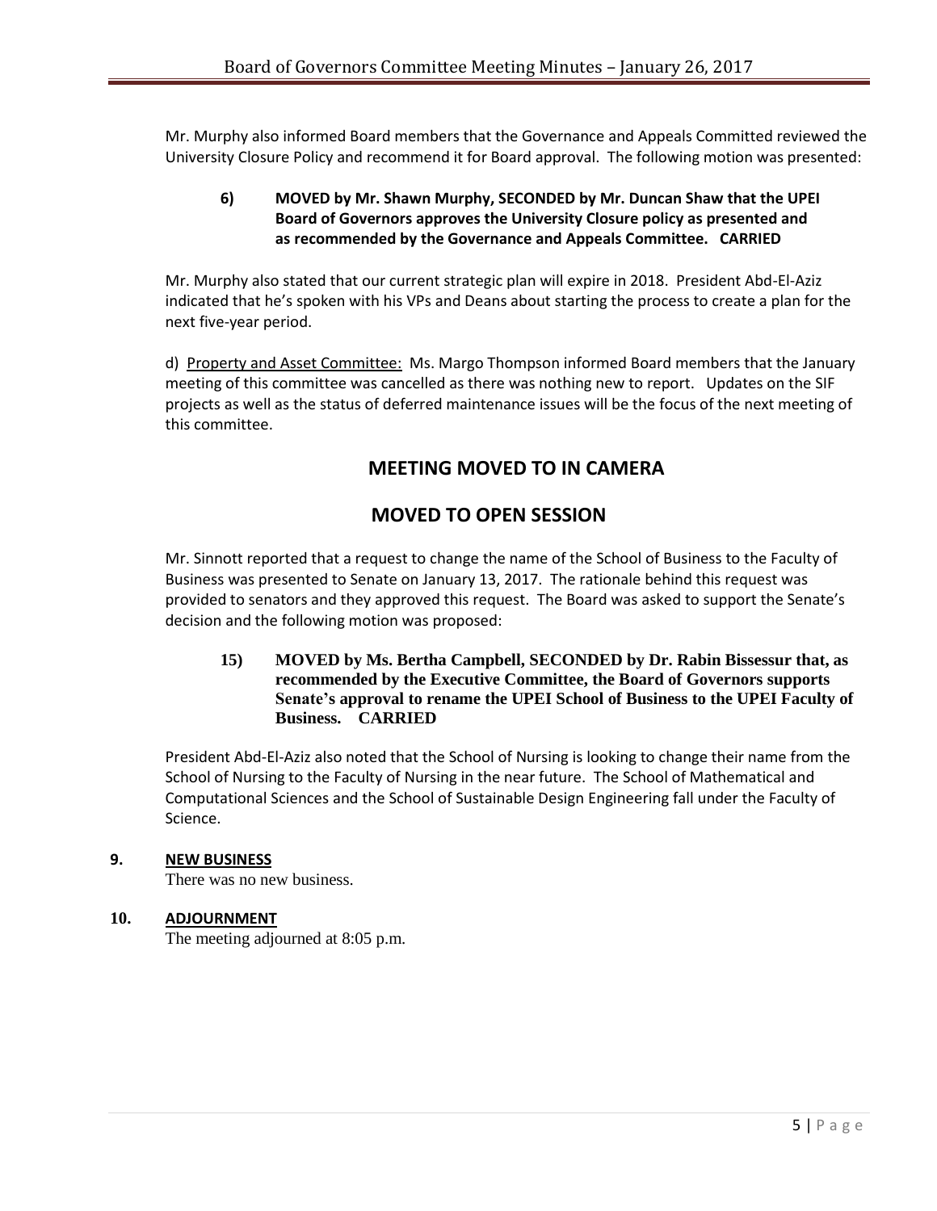Mr. Murphy also informed Board members that the Governance and Appeals Committed reviewed the University Closure Policy and recommend it for Board approval. The following motion was presented:

> **6) MOVED by Mr. Shawn Murphy, SECONDED by Mr. Duncan Shaw that the UPEI Board of Governors approves the University Closure policy as presented and as recommended by the Governance and Appeals Committee. CARRIED**

Mr. Murphy also stated that our current strategic plan will expire in 2018. President Abd-El-Aziz indicated that he's spoken with his VPs and Deans about starting the process to create a plan for the next five-year period.

d) Property and Asset Committee: Ms. Margo Thompson informed Board members that the January meeting of this committee was cancelled as there was nothing new to report. Updates on the SIF projects as well as the status of deferred maintenance issues will be the focus of the next meeting of this committee.

## MEETING MOVED TO IN CAMERA

## MOVED TO OPEN SESSION

Mr. Sinnott reported that a request to change the name of the School of Business to the Faculty of Business was presented to Senate on January 13, 2017. The rationale behind this request was provided to senators and they approved this request. The Board was asked to support the Senate's decision and the following motion was proposed:

> **15) MOVED by Ms. Bertha Campbell, SECONDED by Dr. Rabin Bissessur that, as recommended by the Executive Committee, the Board of Governors supports Senate's approval to rename the UPEI School of Business to the UPEI Faculty of Business. CARRIED**

President Abd-El-Aziz also noted that the School of Nursing is looking to change their name from the School of Nursing to the Faculty of Nursing in the near future. The School of Mathematical and Computational Sciences and the School of Sustainable Design Engineering fall under the Faculty of Science.

### 9. NEW BUSINESS

There was no new business.

### 10. ADJOURNMENT

The meeting adjourned at 8:05 p.m.